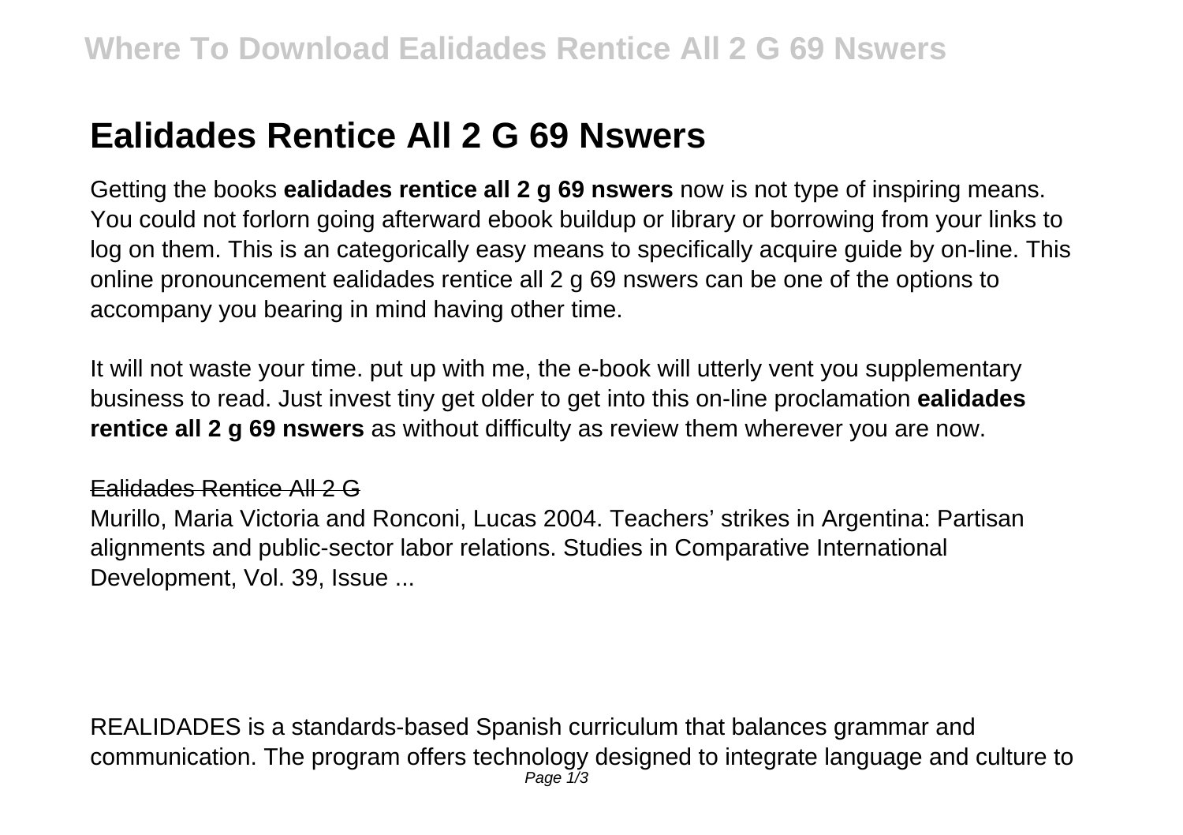# Ealidades Rentice All 2 G 69 Nswers

Getting the books **ealidades rentice all 2 g 69 nswers** now is not type of inspiring means. You could not forlorn going afterward ebook buildup or library or borrowing from your links to log on them. This is an categorically easy means to specifically acquire guide by on-line. This online pronouncement ealidades rentice all 2 g 69 nswers can be one of the options to accompany you bearing in mind having other time.

It will not waste your time. put up with me, the e-book will utterly vent you supplementary business to read. Just invest tiny get older to get into this on-line proclamation **ealidades rentice all 2 g 69 nswers** as without difficulty as review them wherever you are now.

Ealidades Rentice All 2 G

Murillo, Maria Victoria and Ronconi, Lucas 2004. Teachers' strikes in Argentina: Partisan alignments and public-sector labor relations. Studies in Comparative International Development, Vol. 39, Issue ...

REALIDADES is a standards-based Spanish curriculum that balances grammar and communication. The program offers technology designed to integrate language and culture to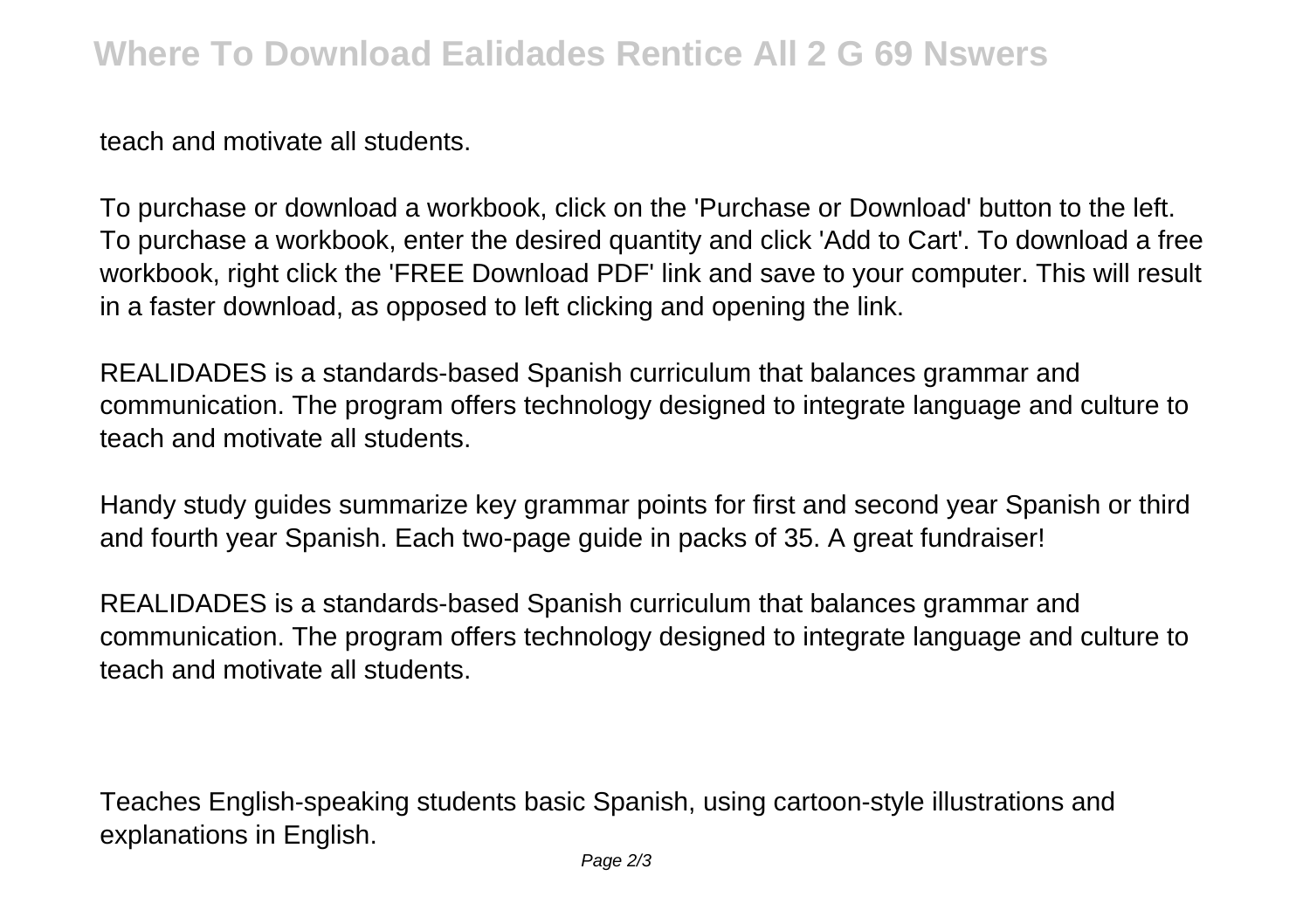teach and motivate all students.

To purchase or download a workbook, click on the 'Purchase or Download' button to the left. To purchase a workbook, enter the desired quantity and click 'Add to Cart'. To download a free workbook, right click the 'FREE Download PDF' link and save to your computer. This will result in a faster download, as opposed to left clicking and opening the link.

REALIDADES is a standards-based Spanish curriculum that balances grammar and communication. The program offers technology designed to integrate language and culture to teach and motivate all students.

Handy study guides summarize key grammar points for first and second year Spanish or third and fourth year Spanish. Each two-page guide in packs of 35. A great fundraiser!

REALIDADES is a standards-based Spanish curriculum that balances grammar and communication. The program offers technology designed to integrate language and culture to teach and motivate all students.

Teaches English-speaking students basic Spanish, using cartoon-style illustrations and explanations in English.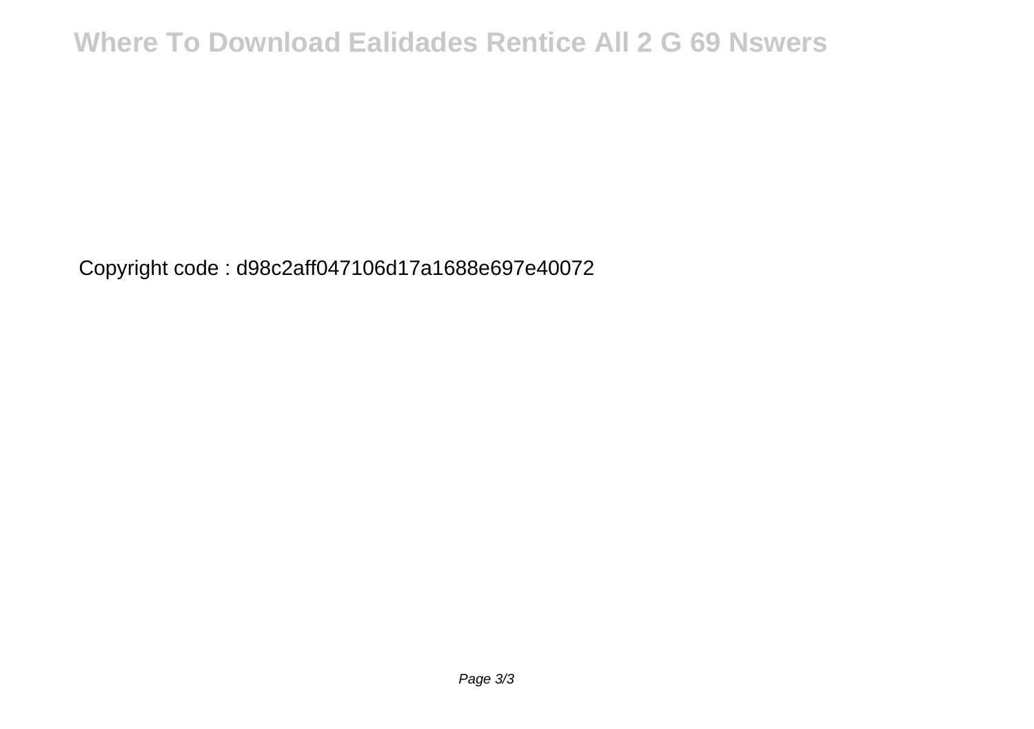Copyright code : d98c2aff047106d17a1688e697e40072